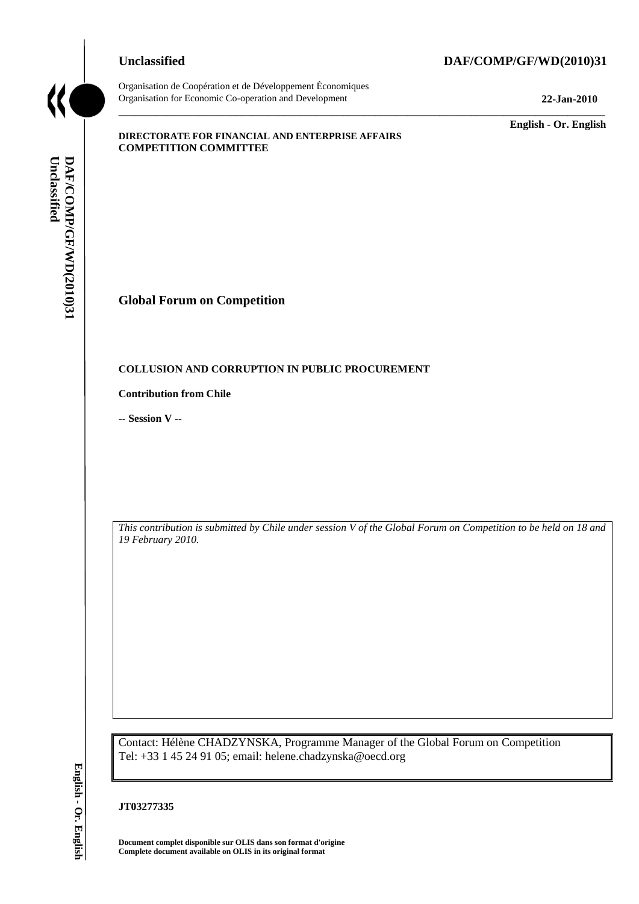**Unclassified** **DAF/COMP/GF/WD(2010)31**

Organisation de Coopération et de Développement Économiques
Organisation for Economic Co-operation and Development **22-Jan-2010**

**English - Or. English**

**DIRECTORATE FOR FINANCIAL AND ENTERPRISE AFFAIRS**
**COMPETITION COMMITTEE**

## Global Forum on Competition

### COLLUSION AND CORRUPTION IN PUBLIC PROCUREMENT

**Contribution from Chile**

**-- Session V --**

*This contribution is submitted by Chile under session V of the Global Forum on Competition to be held on 18 and 19 February 2010.*

Contact: Hélène CHADZYNSKA, Programme Manager of the Global Forum on Competition
Tel: +33 1 45 24 91 05; email: helene.chadzynska@oecd.org

**JT03277335**

**Document complet disponible sur OLIS dans son format d'origine**
**Complete document available on OLIS in its original format**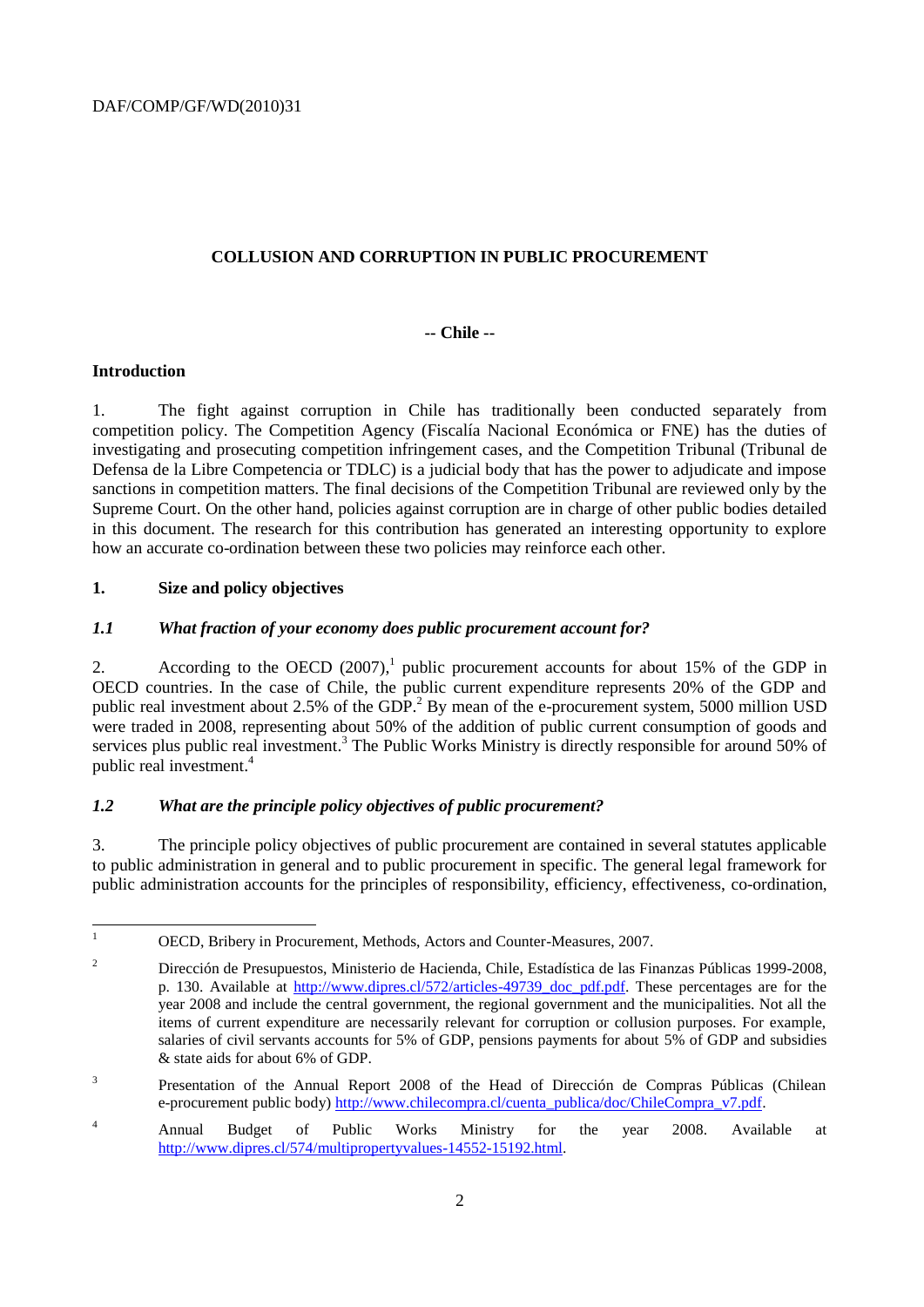DAF/COMP/GF/WD(2010)31

## COLLUSION AND CORRUPTION IN PUBLIC PROCUREMENT

**-- Chile --**

### Introduction

1. The fight against corruption in Chile has traditionally been conducted separately from competition policy. The Competition Agency (Fiscalía Nacional Económica or FNE) has the duties of investigating and prosecuting competition infringement cases, and the Competition Tribunal (Tribunal de Defensa de la Libre Competencia or TDLC) is a judicial body that has the power to adjudicate and impose sanctions in competition matters. The final decisions of the Competition Tribunal are reviewed only by the Supreme Court. On the other hand, policies against corruption are in charge of other public bodies detailed in this document. The research for this contribution has generated an interesting opportunity to explore how an accurate co-ordination between these two policies may reinforce each other.

### 1. Size and policy objectives

#### *1.1 What fraction of your economy does public procurement account for?*

2. According to the OECD (2007),[1] public procurement accounts for about 15% of the GDP in OECD countries. In the case of Chile, the public current expenditure represents 20% of the GDP and public real investment about 2.5% of the GDP.[2] By mean of the e-procurement system, 5000 million USD were traded in 2008, representing about 50% of the addition of public current consumption of goods and services plus public real investment.[3] The Public Works Ministry is directly responsible for around 50% of public real investment.[4]

#### *1.2 What are the principle policy objectives of public procurement?*

3. The principle policy objectives of public procurement are contained in several statutes applicable to public administration in general and to public procurement in specific. The general legal framework for public administration accounts for the principles of responsibility, efficiency, effectiveness, co-ordination,

---

[1] OECD, Bribery in Procurement, Methods, Actors and Counter-Measures, 2007.

[2] Dirección de Presupuestos, Ministerio de Hacienda, Chile, Estadística de las Finanzas Públicas 1999-2008, p. 130. Available at http://www.dipres.cl/572/articles-49739_doc_pdf.pdf. These percentages are for the year 2008 and include the central government, the regional government and the municipalities. Not all the items of current expenditure are necessarily relevant for corruption or collusion purposes. For example, salaries of civil servants accounts for 5% of GDP, pensions payments for about 5% of GDP and subsidies & state aids for about 6% of GDP.

[3] Presentation of the Annual Report 2008 of the Head of Dirección de Compras Públicas (Chilean e-procurement public body) http://www.chilecompra.cl/cuenta_publica/doc/ChileCompra_v7.pdf.

[4] Annual Budget of Public Works Ministry for the year 2008. Available at http://www.dipres.cl/574/multipropertyvalues-14552-15192.html.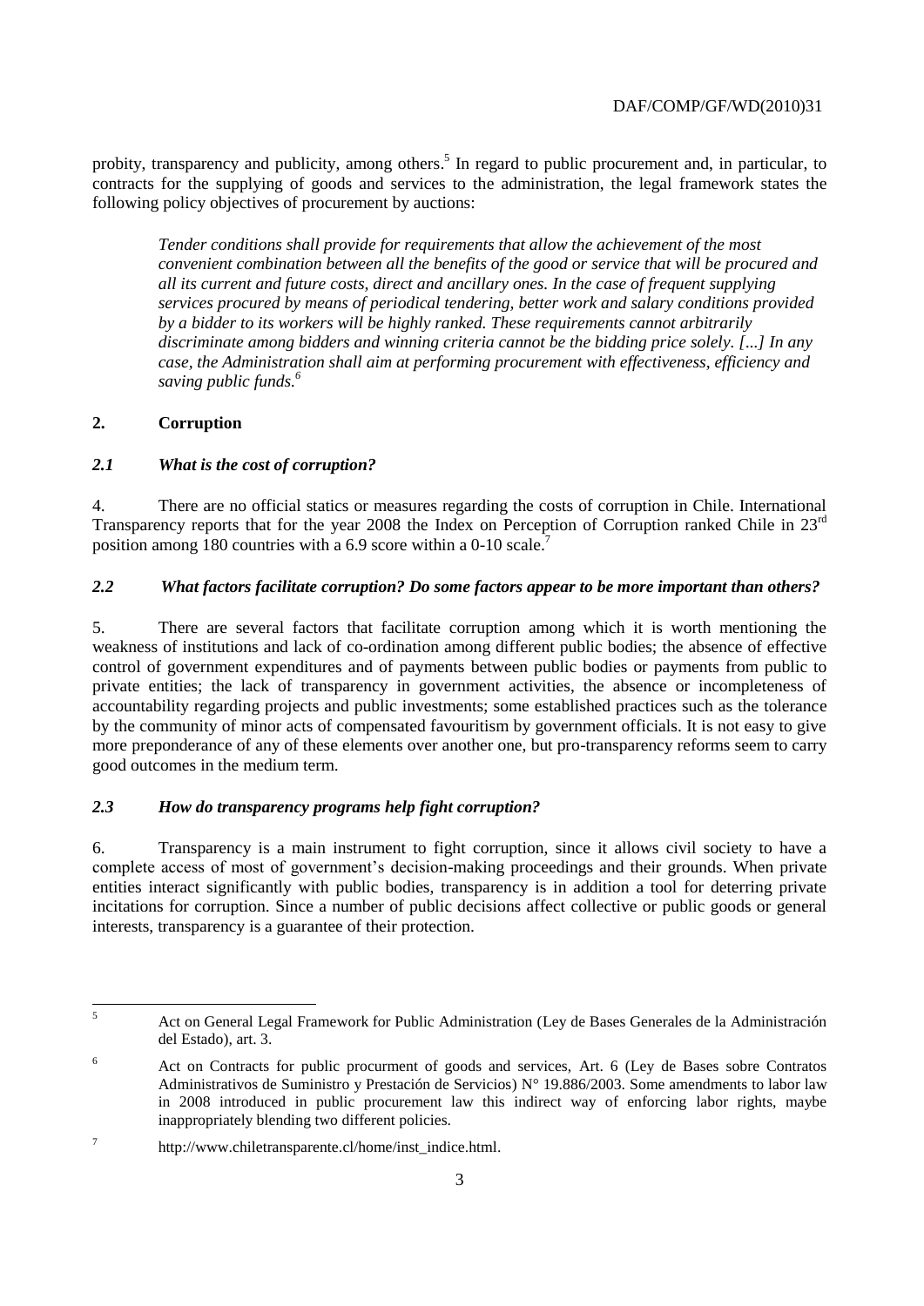probity, transparency and publicity, among others.[5] In regard to public procurement and, in particular, to contracts for the supplying of goods and services to the administration, the legal framework states the following policy objectives of procurement by auctions:

> *Tender conditions shall provide for requirements that allow the achievement of the most convenient combination between all the benefits of the good or service that will be procured and all its current and future costs, direct and ancillary ones. In the case of frequent supplying services procured by means of periodical tendering, better work and salary conditions provided by a bidder to its workers will be highly ranked. These requirements cannot arbitrarily discriminate among bidders and winning criteria cannot be the bidding price solely. [...] In any case, the Administration shall aim at performing procurement with effectiveness, efficiency and saving public funds.*[6]

## 2. Corruption

### *2.1 What is the cost of corruption?*

4. There are no official statics or measures regarding the costs of corruption in Chile. International Transparency reports that for the year 2008 the Index on Perception of Corruption ranked Chile in 23rd position among 180 countries with a 6.9 score within a 0-10 scale.[7]

### *2.2 What factors facilitate corruption? Do some factors appear to be more important than others?*

5. There are several factors that facilitate corruption among which it is worth mentioning the weakness of institutions and lack of co-ordination among different public bodies; the absence of effective control of government expenditures and of payments between public bodies or payments from public to private entities; the lack of transparency in government activities, the absence or incompleteness of accountability regarding projects and public investments; some established practices such as the tolerance by the community of minor acts of compensated favouritism by government officials. It is not easy to give more preponderance of any of these elements over another one, but pro-transparency reforms seem to carry good outcomes in the medium term.

### *2.3 How do transparency programs help fight corruption?*

6. Transparency is a main instrument to fight corruption, since it allows civil society to have a complete access of most of government's decision-making proceedings and their grounds. When private entities interact significantly with public bodies, transparency is in addition a tool for deterring private incitations for corruption. Since a number of public decisions affect collective or public goods or general interests, transparency is a guarantee of their protection.

---

[5] Act on General Legal Framework for Public Administration (Ley de Bases Generales de la Administración del Estado), art. 3.

[6] Act on Contracts for public procurment of goods and services, Art. 6 (Ley de Bases sobre Contratos Administrativos de Suministro y Prestación de Servicios) N° 19.886/2003. Some amendments to labor law in 2008 introduced in public procurement law this indirect way of enforcing labor rights, maybe inappropriately blending two different policies.

[7] http://www.chiletransparente.cl/home/inst_indice.html.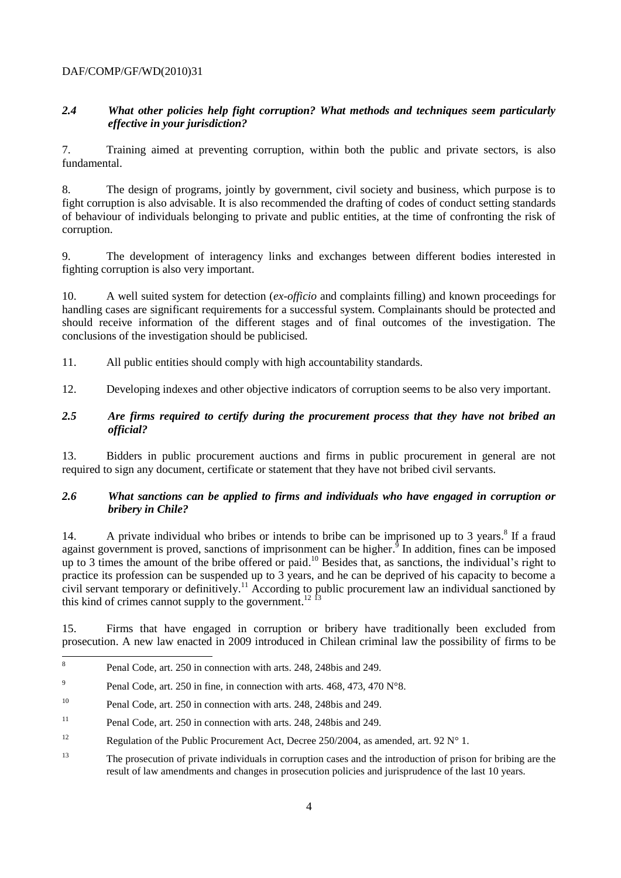### *2.4 What other policies help fight corruption? What methods and techniques seem particularly effective in your jurisdiction?*

7. Training aimed at preventing corruption, within both the public and private sectors, is also fundamental.

8. The design of programs, jointly by government, civil society and business, which purpose is to fight corruption is also advisable. It is also recommended the drafting of codes of conduct setting standards of behaviour of individuals belonging to private and public entities, at the time of confronting the risk of corruption.

9. The development of interagency links and exchanges between different bodies interested in fighting corruption is also very important.

10. A well suited system for detection (*ex-officio* and complaints filling) and known proceedings for handling cases are significant requirements for a successful system. Complainants should be protected and should receive information of the different stages and of final outcomes of the investigation. The conclusions of the investigation should be publicised.

11. All public entities should comply with high accountability standards.

12. Developing indexes and other objective indicators of corruption seems to be also very important.

### *2.5 Are firms required to certify during the procurement process that they have not bribed an official?*

13. Bidders in public procurement auctions and firms in public procurement in general are not required to sign any document, certificate or statement that they have not bribed civil servants.

### *2.6 What sanctions can be applied to firms and individuals who have engaged in corruption or bribery in Chile?*

14. A private individual who bribes or intends to bribe can be imprisoned up to 3 years.[8] If a fraud against government is proved, sanctions of imprisonment can be higher.[9] In addition, fines can be imposed up to 3 times the amount of the bribe offered or paid.[10] Besides that, as sanctions, the individual's right to practice its profession can be suspended up to 3 years, and he can be deprived of his capacity to become a civil servant temporary or definitively.[11] According to public procurement law an individual sanctioned by this kind of crimes cannot supply to the government.[12] [13]

15. Firms that have engaged in corruption or bribery have traditionally been excluded from prosecution. A new law enacted in 2009 introduced in Chilean criminal law the possibility of firms to be

---

[8] Penal Code, art. 250 in connection with arts. 248, 248bis and 249.

[9] Penal Code, art. 250 in fine, in connection with arts. 468, 473, 470 N°8.

[10] Penal Code, art. 250 in connection with arts. 248, 248bis and 249.

[11] Penal Code, art. 250 in connection with arts. 248, 248bis and 249.

[12] Regulation of the Public Procurement Act, Decree 250/2004, as amended, art. 92 N° 1.

[13] The prosecution of private individuals in corruption cases and the introduction of prison for bribing are the result of law amendments and changes in prosecution policies and jurisprudence of the last 10 years.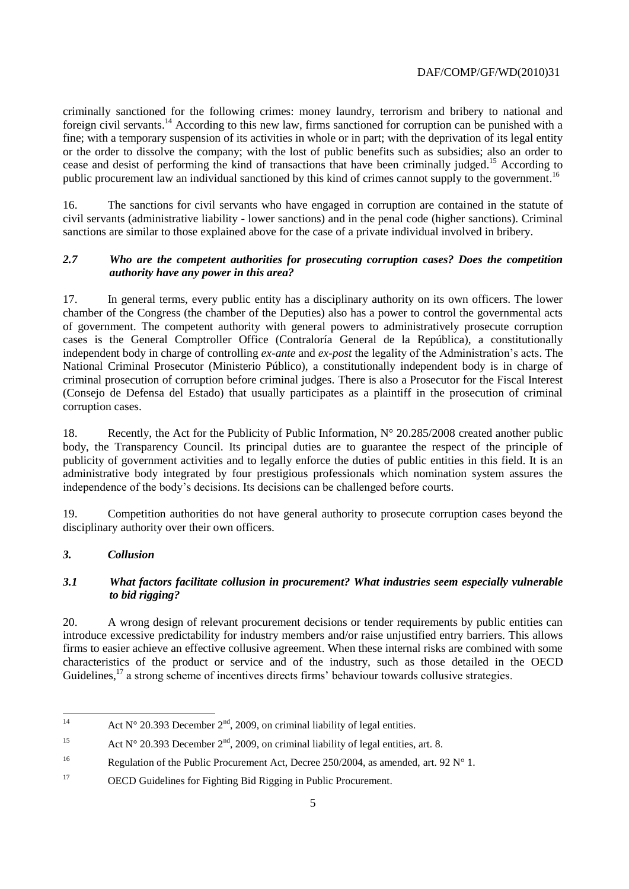criminally sanctioned for the following crimes: money laundry, terrorism and bribery to national and foreign civil servants.[14] According to this new law, firms sanctioned for corruption can be punished with a fine; with a temporary suspension of its activities in whole or in part; with the deprivation of its legal entity or the order to dissolve the company; with the lost of public benefits such as subsidies; also an order to cease and desist of performing the kind of transactions that have been criminally judged.[15] According to public procurement law an individual sanctioned by this kind of crimes cannot supply to the government.[16]

16. The sanctions for civil servants who have engaged in corruption are contained in the statute of civil servants (administrative liability - lower sanctions) and in the penal code (higher sanctions). Criminal sanctions are similar to those explained above for the case of a private individual involved in bribery.

### *2.7 Who are the competent authorities for prosecuting corruption cases? Does the competition authority have any power in this area?*

17. In general terms, every public entity has a disciplinary authority on its own officers. The lower chamber of the Congress (the chamber of the Deputies) also has a power to control the governmental acts of government. The competent authority with general powers to administratively prosecute corruption cases is the General Comptroller Office (Contraloría General de la República), a constitutionally independent body in charge of controlling *ex-ante* and *ex-post* the legality of the Administration's acts. The National Criminal Prosecutor (Ministerio Público), a constitutionally independent body is in charge of criminal prosecution of corruption before criminal judges. There is also a Prosecutor for the Fiscal Interest (Consejo de Defensa del Estado) that usually participates as a plaintiff in the prosecution of criminal corruption cases.

18. Recently, the Act for the Publicity of Public Information, N° 20.285/2008 created another public body, the Transparency Council. Its principal duties are to guarantee the respect of the principle of publicity of government activities and to legally enforce the duties of public entities in this field. It is an administrative body integrated by four prestigious professionals which nomination system assures the independence of the body's decisions. Its decisions can be challenged before courts.

19. Competition authorities do not have general authority to prosecute corruption cases beyond the disciplinary authority over their own officers.

## *3. Collusion*

### *3.1 What factors facilitate collusion in procurement? What industries seem especially vulnerable to bid rigging?*

20. A wrong design of relevant procurement decisions or tender requirements by public entities can introduce excessive predictability for industry members and/or raise unjustified entry barriers. This allows firms to easier achieve an effective collusive agreement. When these internal risks are combined with some characteristics of the product or service and of the industry, such as those detailed in the OECD Guidelines,[17] a strong scheme of incentives directs firms' behaviour towards collusive strategies.

---

[14] Act N° 20.393 December 2[nd], 2009, on criminal liability of legal entities.

[15] Act N° 20.393 December 2[nd], 2009, on criminal liability of legal entities, art. 8.

[16] Regulation of the Public Procurement Act, Decree 250/2004, as amended, art. 92 N° 1.

[17] OECD Guidelines for Fighting Bid Rigging in Public Procurement.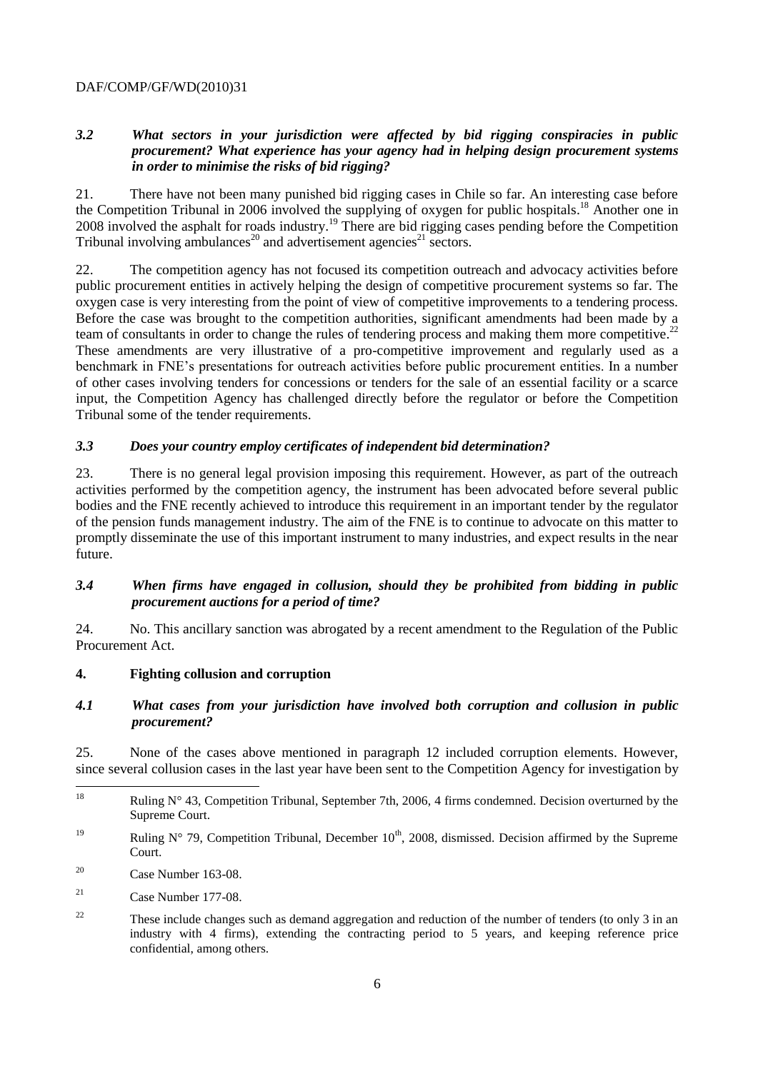### *3.2 What sectors in your jurisdiction were affected by bid rigging conspiracies in public procurement? What experience has your agency had in helping design procurement systems in order to minimise the risks of bid rigging?*

21. There have not been many punished bid rigging cases in Chile so far. An interesting case before the Competition Tribunal in 2006 involved the supplying of oxygen for public hospitals.[18] Another one in 2008 involved the asphalt for roads industry.[19] There are bid rigging cases pending before the Competition Tribunal involving ambulances[20] and advertisement agencies[21] sectors.

22. The competition agency has not focused its competition outreach and advocacy activities before public procurement entities in actively helping the design of competitive procurement systems so far. The oxygen case is very interesting from the point of view of competitive improvements to a tendering process. Before the case was brought to the competition authorities, significant amendments had been made by a team of consultants in order to change the rules of tendering process and making them more competitive.[22] These amendments are very illustrative of a pro-competitive improvement and regularly used as a benchmark in FNE's presentations for outreach activities before public procurement entities. In a number of other cases involving tenders for concessions or tenders for the sale of an essential facility or a scarce input, the Competition Agency has challenged directly before the regulator or before the Competition Tribunal some of the tender requirements.

### *3.3 Does your country employ certificates of independent bid determination?*

23. There is no general legal provision imposing this requirement. However, as part of the outreach activities performed by the competition agency, the instrument has been advocated before several public bodies and the FNE recently achieved to introduce this requirement in an important tender by the regulator of the pension funds management industry. The aim of the FNE is to continue to advocate on this matter to promptly disseminate the use of this important instrument to many industries, and expect results in the near future.

### *3.4 When firms have engaged in collusion, should they be prohibited from bidding in public procurement auctions for a period of time?*

24. No. This ancillary sanction was abrogated by a recent amendment to the Regulation of the Public Procurement Act.

## 4. Fighting collusion and corruption

### *4.1 What cases from your jurisdiction have involved both corruption and collusion in public procurement?*

25. None of the cases above mentioned in paragraph 12 included corruption elements. However, since several collusion cases in the last year have been sent to the Competition Agency for investigation by

---

[18] Ruling N° 43, Competition Tribunal, September 7th, 2006, 4 firms condemned. Decision overturned by the Supreme Court.

[19] Ruling N° 79, Competition Tribunal, December 10th, 2008, dismissed. Decision affirmed by the Supreme Court.

[20] Case Number 163-08.

[21] Case Number 177-08.

[22] These include changes such as demand aggregation and reduction of the number of tenders (to only 3 in an industry with 4 firms), extending the contracting period to 5 years, and keeping reference price confidential, among others.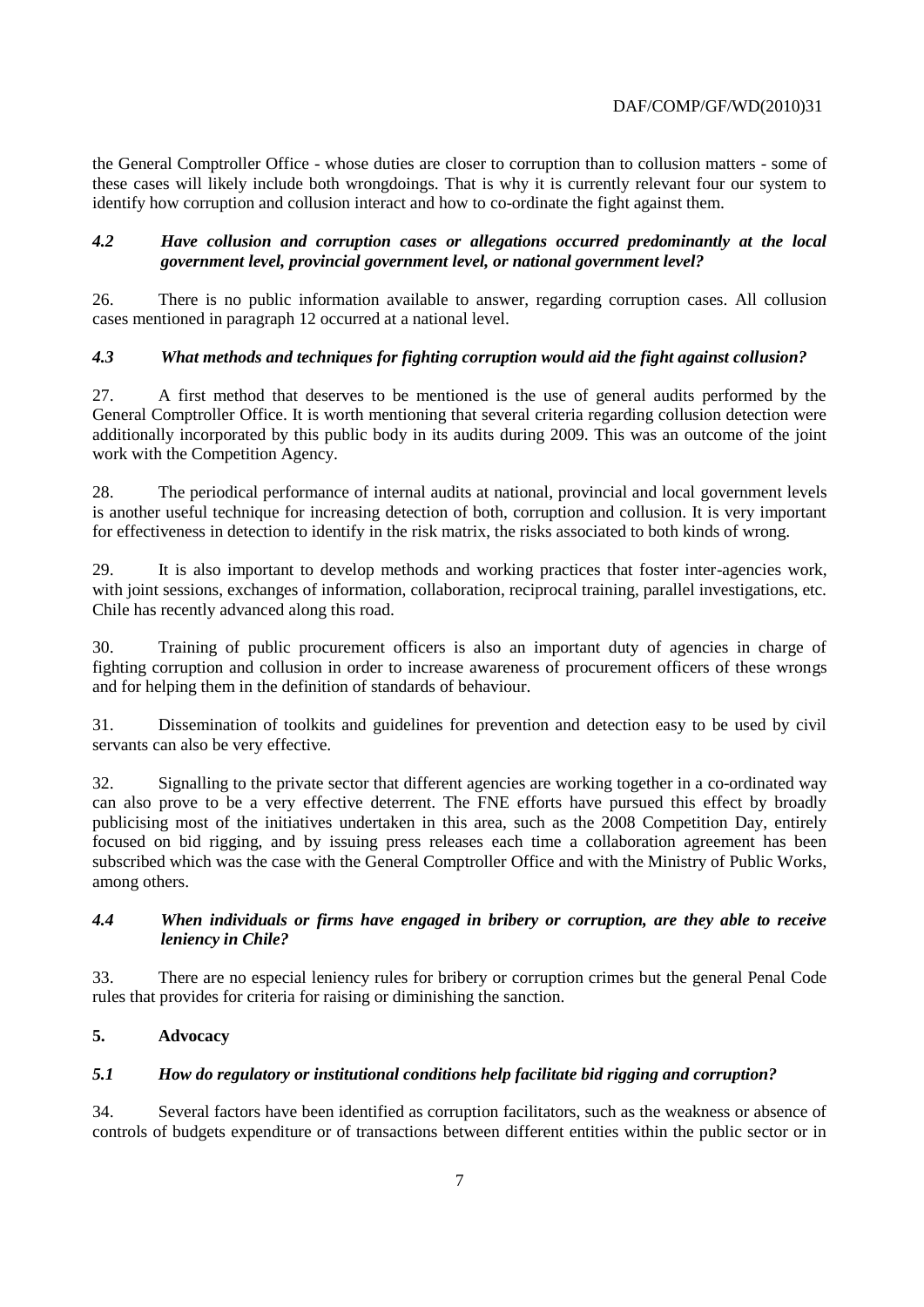the General Comptroller Office - whose duties are closer to corruption than to collusion matters - some of these cases will likely include both wrongdoings. That is why it is currently relevant four our system to identify how corruption and collusion interact and how to co-ordinate the fight against them.

### *4.2 Have collusion and corruption cases or allegations occurred predominantly at the local government level, provincial government level, or national government level?*

26. There is no public information available to answer, regarding corruption cases. All collusion cases mentioned in paragraph 12 occurred at a national level.

### *4.3 What methods and techniques for fighting corruption would aid the fight against collusion?*

27. A first method that deserves to be mentioned is the use of general audits performed by the General Comptroller Office. It is worth mentioning that several criteria regarding collusion detection were additionally incorporated by this public body in its audits during 2009. This was an outcome of the joint work with the Competition Agency.

28. The periodical performance of internal audits at national, provincial and local government levels is another useful technique for increasing detection of both, corruption and collusion. It is very important for effectiveness in detection to identify in the risk matrix, the risks associated to both kinds of wrong.

29. It is also important to develop methods and working practices that foster inter-agencies work, with joint sessions, exchanges of information, collaboration, reciprocal training, parallel investigations, etc. Chile has recently advanced along this road.

30. Training of public procurement officers is also an important duty of agencies in charge of fighting corruption and collusion in order to increase awareness of procurement officers of these wrongs and for helping them in the definition of standards of behaviour.

31. Dissemination of toolkits and guidelines for prevention and detection easy to be used by civil servants can also be very effective.

32. Signalling to the private sector that different agencies are working together in a co-ordinated way can also prove to be a very effective deterrent. The FNE efforts have pursued this effect by broadly publicising most of the initiatives undertaken in this area, such as the 2008 Competition Day, entirely focused on bid rigging, and by issuing press releases each time a collaboration agreement has been subscribed which was the case with the General Comptroller Office and with the Ministry of Public Works, among others.

### *4.4 When individuals or firms have engaged in bribery or corruption, are they able to receive leniency in Chile?*

33. There are no especial leniency rules for bribery or corruption crimes but the general Penal Code rules that provides for criteria for raising or diminishing the sanction.

## 5. Advocacy

### *5.1 How do regulatory or institutional conditions help facilitate bid rigging and corruption?*

34. Several factors have been identified as corruption facilitators, such as the weakness or absence of controls of budgets expenditure or of transactions between different entities within the public sector or in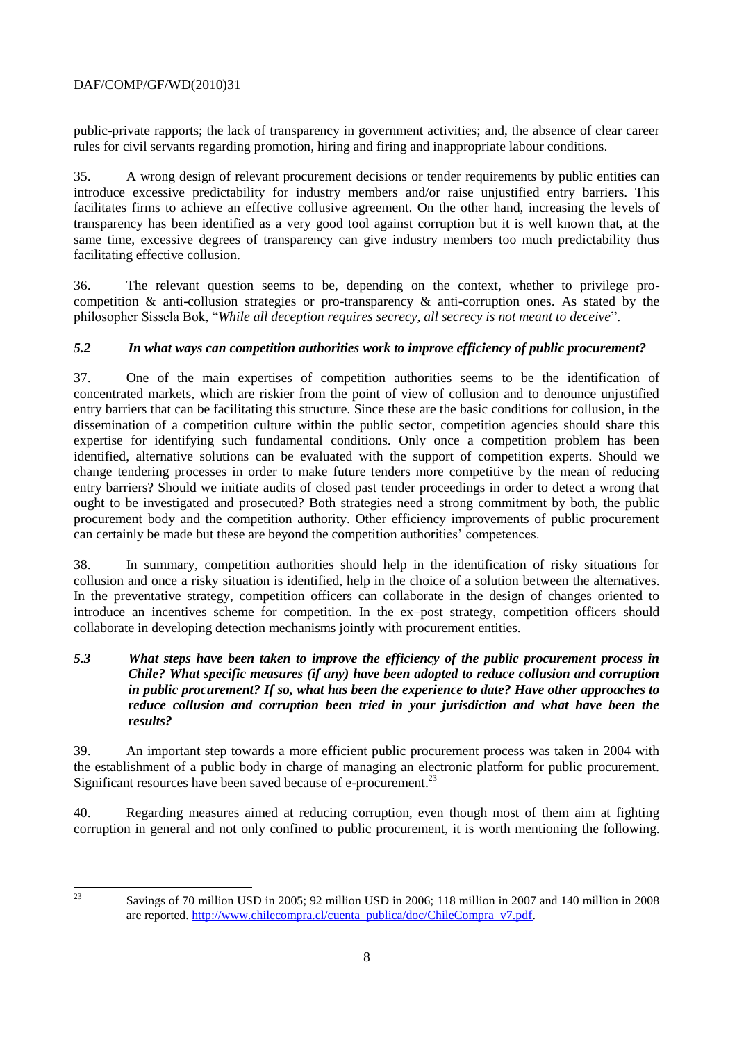public-private rapports; the lack of transparency in government activities; and, the absence of clear career rules for civil servants regarding promotion, hiring and firing and inappropriate labour conditions.

35. A wrong design of relevant procurement decisions or tender requirements by public entities can introduce excessive predictability for industry members and/or raise unjustified entry barriers. This facilitates firms to achieve an effective collusive agreement. On the other hand, increasing the levels of transparency has been identified as a very good tool against corruption but it is well known that, at the same time, excessive degrees of transparency can give industry members too much predictability thus facilitating effective collusion.

36. The relevant question seems to be, depending on the context, whether to privilege pro-competition & anti-collusion strategies or pro-transparency & anti-corruption ones. As stated by the philosopher Sissela Bok, "*While all deception requires secrecy, all secrecy is not meant to deceive*".

### *5.2 In what ways can competition authorities work to improve efficiency of public procurement?*

37. One of the main expertises of competition authorities seems to be the identification of concentrated markets, which are riskier from the point of view of collusion and to denounce unjustified entry barriers that can be facilitating this structure. Since these are the basic conditions for collusion, in the dissemination of a competition culture within the public sector, competition agencies should share this expertise for identifying such fundamental conditions. Only once a competition problem has been identified, alternative solutions can be evaluated with the support of competition experts. Should we change tendering processes in order to make future tenders more competitive by the mean of reducing entry barriers? Should we initiate audits of closed past tender proceedings in order to detect a wrong that ought to be investigated and prosecuted? Both strategies need a strong commitment by both, the public procurement body and the competition authority. Other efficiency improvements of public procurement can certainly be made but these are beyond the competition authorities' competences.

38. In summary, competition authorities should help in the identification of risky situations for collusion and once a risky situation is identified, help in the choice of a solution between the alternatives. In the preventative strategy, competition officers can collaborate in the design of changes oriented to introduce an incentives scheme for competition. In the ex–post strategy, competition officers should collaborate in developing detection mechanisms jointly with procurement entities.

### *5.3 What steps have been taken to improve the efficiency of the public procurement process in Chile? What specific measures (if any) have been adopted to reduce collusion and corruption in public procurement? If so, what has been the experience to date? Have other approaches to reduce collusion and corruption been tried in your jurisdiction and what have been the results?*

39. An important step towards a more efficient public procurement process was taken in 2004 with the establishment of a public body in charge of managing an electronic platform for public procurement. Significant resources have been saved because of e-procurement.[23]

40. Regarding measures aimed at reducing corruption, even though most of them aim at fighting corruption in general and not only confined to public procurement, it is worth mentioning the following.

---

[23] Savings of 70 million USD in 2005; 92 million USD in 2006; 118 million in 2007 and 140 million in 2008 are reported. http://www.chilecompra.cl/cuenta_publica/doc/ChileCompra_v7.pdf.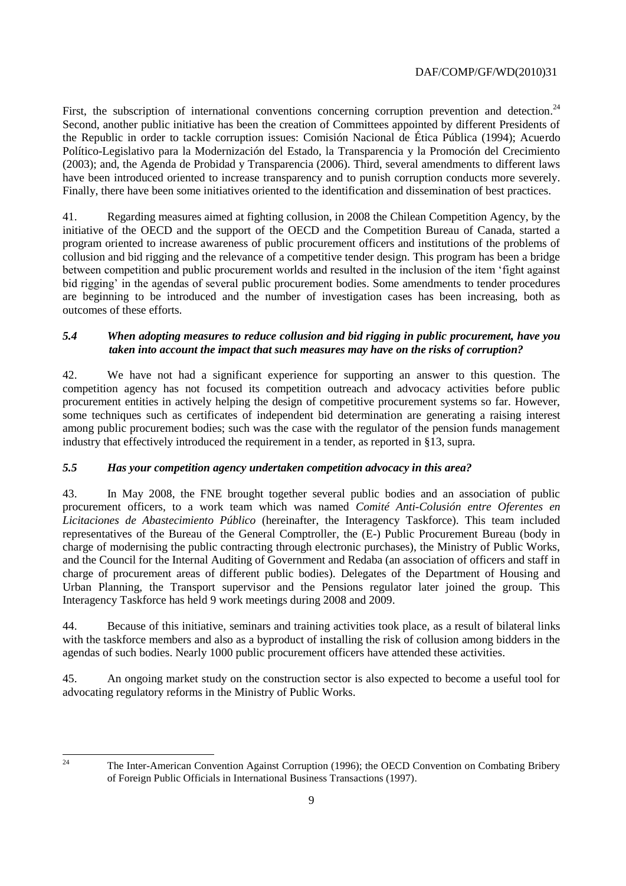First, the subscription of international conventions concerning corruption prevention and detection.[24] Second, another public initiative has been the creation of Committees appointed by different Presidents of the Republic in order to tackle corruption issues: Comisión Nacional de Ética Pública (1994); Acuerdo Político-Legislativo para la Modernización del Estado, la Transparencia y la Promoción del Crecimiento (2003); and, the Agenda de Probidad y Transparencia (2006). Third, several amendments to different laws have been introduced oriented to increase transparency and to punish corruption conducts more severely. Finally, there have been some initiatives oriented to the identification and dissemination of best practices.

41. Regarding measures aimed at fighting collusion, in 2008 the Chilean Competition Agency, by the initiative of the OECD and the support of the OECD and the Competition Bureau of Canada, started a program oriented to increase awareness of public procurement officers and institutions of the problems of collusion and bid rigging and the relevance of a competitive tender design. This program has been a bridge between competition and public procurement worlds and resulted in the inclusion of the item 'fight against bid rigging' in the agendas of several public procurement bodies. Some amendments to tender procedures are beginning to be introduced and the number of investigation cases has been increasing, both as outcomes of these efforts.

### *5.4 When adopting measures to reduce collusion and bid rigging in public procurement, have you taken into account the impact that such measures may have on the risks of corruption?*

42. We have not had a significant experience for supporting an answer to this question. The competition agency has not focused its competition outreach and advocacy activities before public procurement entities in actively helping the design of competitive procurement systems so far. However, some techniques such as certificates of independent bid determination are generating a raising interest among public procurement bodies; such was the case with the regulator of the pension funds management industry that effectively introduced the requirement in a tender, as reported in §13, supra.

### *5.5 Has your competition agency undertaken competition advocacy in this area?*

43. In May 2008, the FNE brought together several public bodies and an association of public procurement officers, to a work team which was named *Comité Anti-Colusión entre Oferentes en Licitaciones de Abastecimiento Público* (hereinafter, the Interagency Taskforce). This team included representatives of the Bureau of the General Comptroller, the (E-) Public Procurement Bureau (body in charge of modernising the public contracting through electronic purchases), the Ministry of Public Works, and the Council for the Internal Auditing of Government and Redaba (an association of officers and staff in charge of procurement areas of different public bodies). Delegates of the Department of Housing and Urban Planning, the Transport supervisor and the Pensions regulator later joined the group. This Interagency Taskforce has held 9 work meetings during 2008 and 2009.

44. Because of this initiative, seminars and training activities took place, as a result of bilateral links with the taskforce members and also as a byproduct of installing the risk of collusion among bidders in the agendas of such bodies. Nearly 1000 public procurement officers have attended these activities.

45. An ongoing market study on the construction sector is also expected to become a useful tool for advocating regulatory reforms in the Ministry of Public Works.

---

[24] The Inter-American Convention Against Corruption (1996); the OECD Convention on Combating Bribery of Foreign Public Officials in International Business Transactions (1997).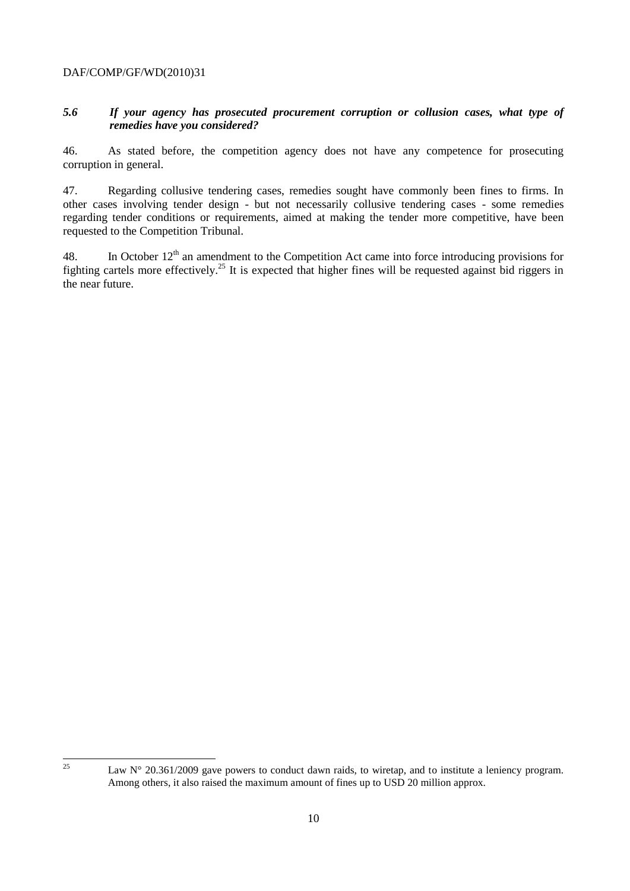### *5.6 If your agency has prosecuted procurement corruption or collusion cases, what type of remedies have you considered?*

46. As stated before, the competition agency does not have any competence for prosecuting corruption in general.

47. Regarding collusive tendering cases, remedies sought have commonly been fines to firms. In other cases involving tender design - but not necessarily collusive tendering cases - some remedies regarding tender conditions or requirements, aimed at making the tender more competitive, have been requested to the Competition Tribunal.

48. In October 12th an amendment to the Competition Act came into force introducing provisions for fighting cartels more effectively.[25] It is expected that higher fines will be requested against bid riggers in the near future.

---

[25] Law N° 20.361/2009 gave powers to conduct dawn raids, to wiretap, and to institute a leniency program. Among others, it also raised the maximum amount of fines up to USD 20 million approx.